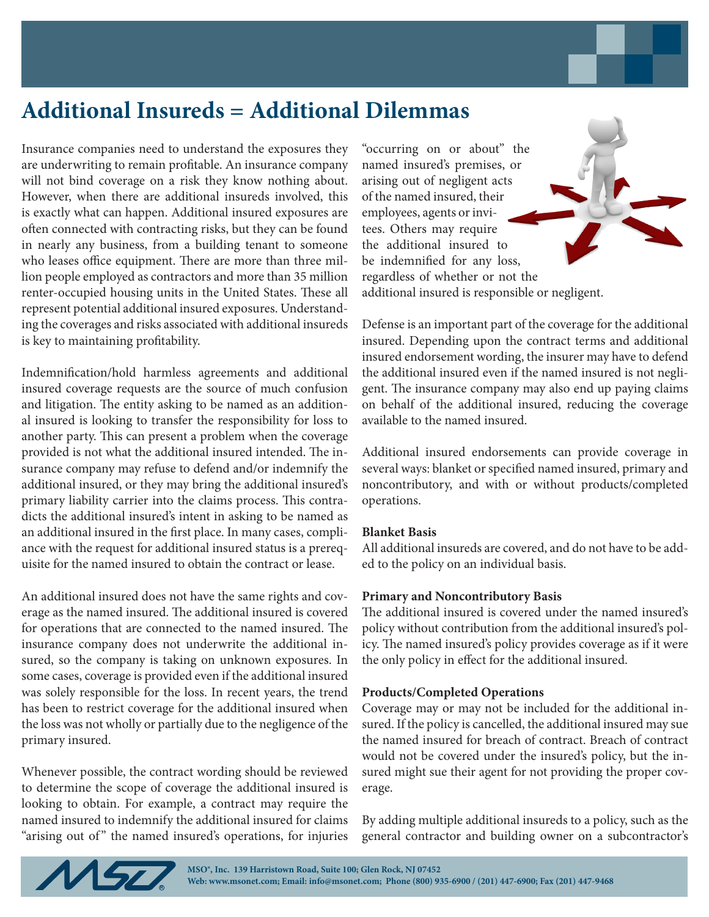# Additional Insureds = Additional Dilemmas

Insurance companies need to understand the exposures they are underwriting to remain profitable. An insurance company will not bind coverage on a risk they know nothing about. However, when there are additional insureds involved, this is exactly what can happen. Additional insured exposures are often connected with contracting risks, but they can be found in nearly any business, from a building tenant to someone who leases office equipment. There are more than three million people employed as contractors and more than 35 million renter-occupied housing units in the United States. These all represent potential additional insured exposures. Understanding the coverages and risks associated with additional insureds is key to maintaining profitability.

Indemnification/hold harmless agreements and additional insured coverage requests are the source of much confusion and litigation. The entity asking to be named as an additional insured is looking to transfer the responsibility for loss to another party. This can present a problem when the coverage provided is not what the additional insured intended. The insurance company may refuse to defend and/or indemnify the additional insured, or they may bring the additional insured's primary liability carrier into the claims process. This contradicts the additional insured's intent in asking to be named as an additional insured in the first place. In many cases, compliance with the request for additional insured status is a prerequisite for the named insured to obtain the contract or lease.

An additional insured does not have the same rights and coverage as the named insured. The additional insured is covered for operations that are connected to the named insured. The insurance company does not underwrite the additional insured, so the company is taking on unknown exposures. In some cases, coverage is provided even if the additional insured was solely responsible for the loss. In recent years, the trend has been to restrict coverage for the additional insured when the loss was not wholly or partially due to the negligence of the primary insured.

Whenever possible, the contract wording should be reviewed to determine the scope of coverage the additional insured is looking to obtain. For example, a contract may require the named insured to indemnify the additional insured for claims "arising out of" the named insured's operations, for injuries "occurring on or about" the named insured's premises, or arising out of negligent acts of the named insured, their employees, agents or invitees. Others may require the additional insured to be indemnified for any loss, regardless of whether or not the additional insured is responsible or negligent.

Defense is an important part of the coverage for the additional insured. Depending upon the contract terms and additional insured endorsement wording, the insurer may have to defend the additional insured even if the named insured is not negligent. The insurance company may also end up paying claims on behalf of the additional insured, reducing the coverage available to the named insured.

Additional insured endorsements can provide coverage in several ways: blanket or specified named insured, primary and noncontributory, and with or without products/completed operations.

**Blanket Basis**
All additional insureds are covered, and do not have to be added to the policy on an individual basis.

**Primary and Noncontributory Basis**
The additional insured is covered under the named insured's policy without contribution from the additional insured's policy. The named insured's policy provides coverage as if it were the only policy in effect for the additional insured.

**Products/Completed Operations**
Coverage may or may not be included for the additional insured. If the policy is cancelled, the additional insured may sue the named insured for breach of contract. Breach of contract would not be covered under the insured's policy, but the insured might sue their agent for not providing the proper coverage.

By adding multiple additional insureds to a policy, such as the general contractor and building owner on a subcontractor's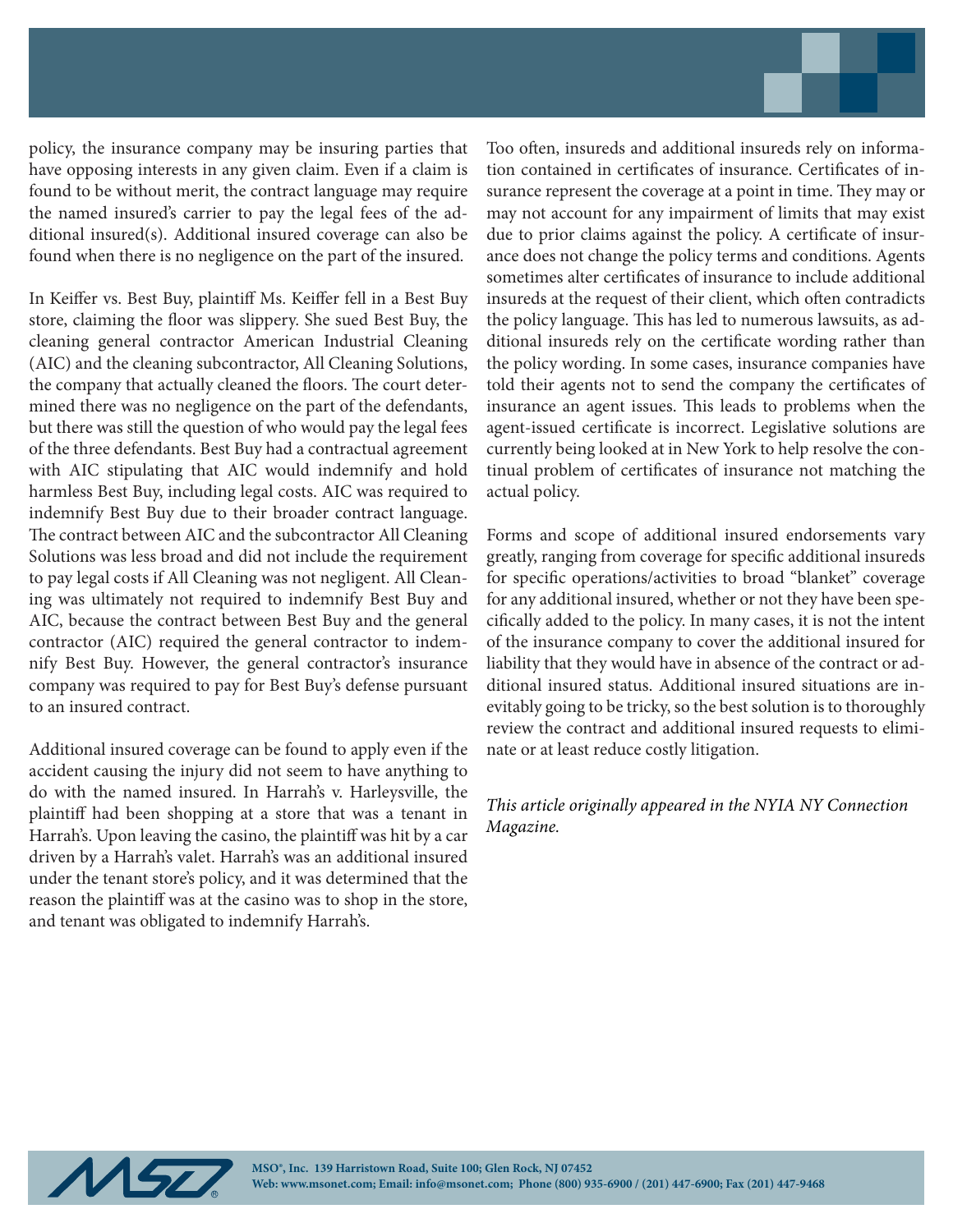policy, the insurance company may be insuring parties that have opposing interests in any given claim. Even if a claim is found to be without merit, the contract language may require the named insured's carrier to pay the legal fees of the additional insured(s). Additional insured coverage can also be found when there is no negligence on the part of the insured.

In Keiffer vs. Best Buy, plaintiff Ms. Keiffer fell in a Best Buy store, claiming the floor was slippery. She sued Best Buy, the cleaning general contractor American Industrial Cleaning (AIC) and the cleaning subcontractor, All Cleaning Solutions, the company that actually cleaned the floors. The court determined there was no negligence on the part of the defendants, but there was still the question of who would pay the legal fees of the three defendants. Best Buy had a contractual agreement with AIC stipulating that AIC would indemnify and hold harmless Best Buy, including legal costs. AIC was required to indemnify Best Buy due to their broader contract language. The contract between AIC and the subcontractor All Cleaning Solutions was less broad and did not include the requirement to pay legal costs if All Cleaning was not negligent. All Cleaning was ultimately not required to indemnify Best Buy and AIC, because the contract between Best Buy and the general contractor (AIC) required the general contractor to indemnify Best Buy. However, the general contractor's insurance company was required to pay for Best Buy's defense pursuant to an insured contract.

Additional insured coverage can be found to apply even if the accident causing the injury did not seem to have anything to do with the named insured. In Harrah's v. Harleysville, the plaintiff had been shopping at a store that was a tenant in Harrah's. Upon leaving the casino, the plaintiff was hit by a car driven by a Harrah's valet. Harrah's was an additional insured under the tenant store's policy, and it was determined that the reason the plaintiff was at the casino was to shop in the store, and tenant was obligated to indemnify Harrah's.

Too often, insureds and additional insureds rely on information contained in certificates of insurance. Certificates of insurance represent the coverage at a point in time. They may or may not account for any impairment of limits that may exist due to prior claims against the policy. A certificate of insurance does not change the policy terms and conditions. Agents sometimes alter certificates of insurance to include additional insureds at the request of their client, which often contradicts the policy language. This has led to numerous lawsuits, as additional insureds rely on the certificate wording rather than the policy wording. In some cases, insurance companies have told their agents not to send the company the certificates of insurance an agent issues. This leads to problems when the agent-issued certificate is incorrect. Legislative solutions are currently being looked at in New York to help resolve the continual problem of certificates of insurance not matching the actual policy.

Forms and scope of additional insured endorsements vary greatly, ranging from coverage for specific additional insureds for specific operations/activities to broad "blanket" coverage for any additional insured, whether or not they have been specifically added to the policy. In many cases, it is not the intent of the insurance company to cover the additional insured for liability that they would have in absence of the contract or additional insured status. Additional insured situations are inevitably going to be tricky, so the best solution is to thoroughly review the contract and additional insured requests to eliminate or at least reduce costly litigation.

*This article originally appeared in the NYIA NY Connection Magazine.*

**MSO®, Inc. 139 Harristown Road, Suite 100; Glen Rock, NJ 07452**
**Web: www.msonet.com; Email: info@msonet.com; Phone (800) 935-6900 / (201) 447-6900; Fax (201) 447-9468**